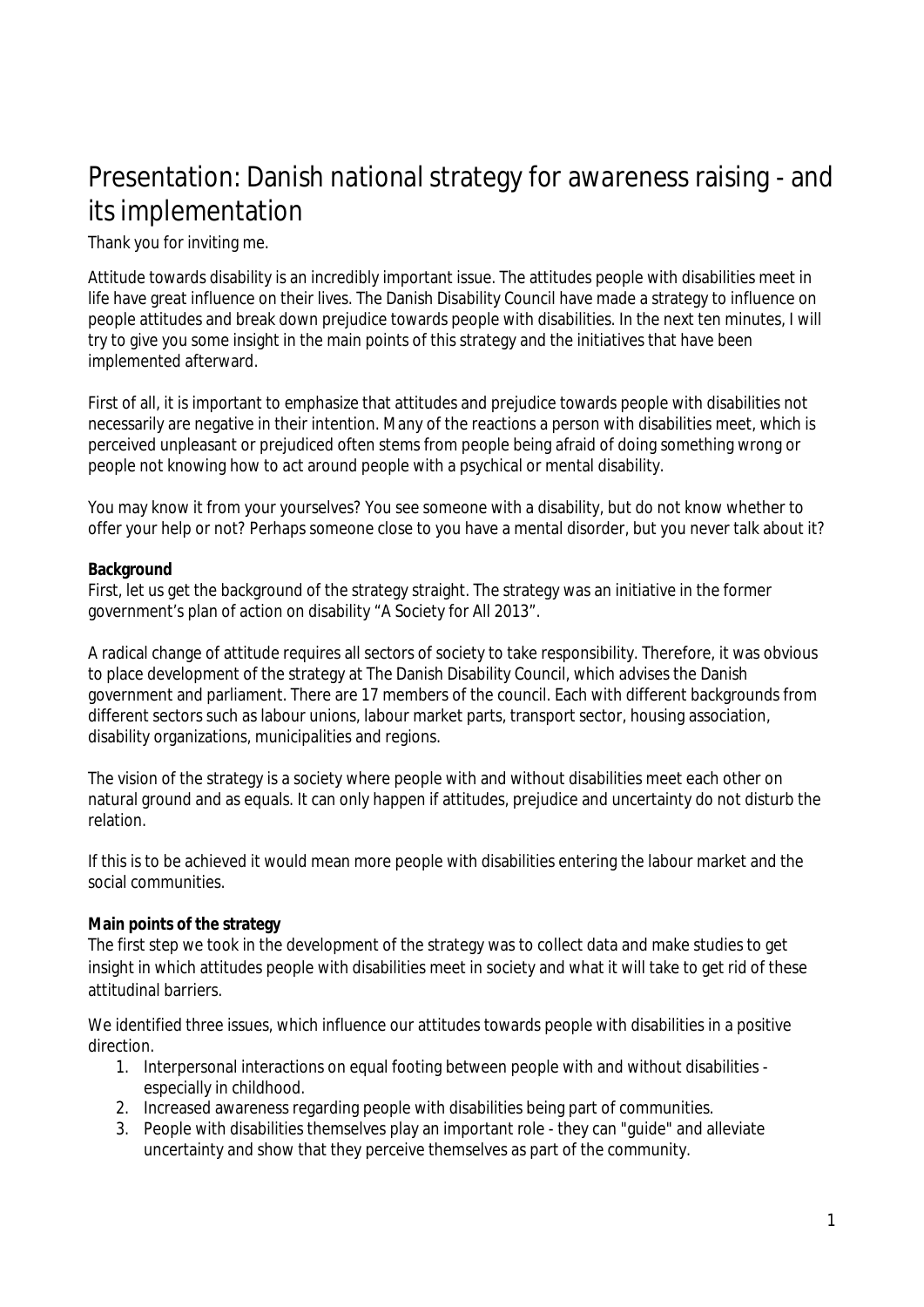# Presentation: Danish national strategy for awareness raising - and its implementation

Thank you for inviting me.

Attitude towards disability is an incredibly important issue. The attitudes people with disabilities meet in life have great influence on their lives. The Danish Disability Council have made a strategy to influence on people attitudes and break down prejudice towards people with disabilities. In the next ten minutes, I will try to give you some insight in the main points of this strategy and the initiatives that have been implemented afterward.

First of all, it is important to emphasize that attitudes and prejudice towards people with disabilities not necessarily are negative in their intention. Many of the reactions a person with disabilities meet, which is perceived unpleasant or prejudiced often stems from people being afraid of doing something wrong or people not knowing how to act around people with a psychical or mental disability.

You may know it from your yourselves? You see someone with a disability, but do not know whether to offer your help or not? Perhaps someone close to you have a mental disorder, but you never talk about it?

**Background**

First, let us get the background of the strategy straight. The strategy was an initiative in the former government's plan of action on disability "A Society for All 2013".

A radical change of attitude requires all sectors of society to take responsibility. Therefore, it was obvious to place development of the strategy at The Danish Disability Council, which advises the Danish government and parliament. There are 17 members of the council. Each with different backgrounds from different sectors such as labour unions, labour market parts, transport sector, housing association, disability organizations, municipalities and regions.

The vision of the strategy is a society where people with and without disabilities meet each other on natural ground and as equals. It can only happen if attitudes, prejudice and uncertainty do not disturb the relation.

If this is to be achieved it would mean more people with disabilities entering the labour market and the social communities.

**Main points of the strategy**

The first step we took in the development of the strategy was to collect data and make studies to get insight in which attitudes people with disabilities meet in society and what it will take to get rid of these attitudinal barriers.

We identified three issues, which influence our attitudes towards people with disabilities in a positive direction.

1. Interpersonal interactions on equal footing between people with and without disabilities - especially in childhood.
2. Increased awareness regarding people with disabilities being part of communities.
3. People with disabilities themselves play an important role - they can "guide" and alleviate uncertainty and show that they perceive themselves as part of the community.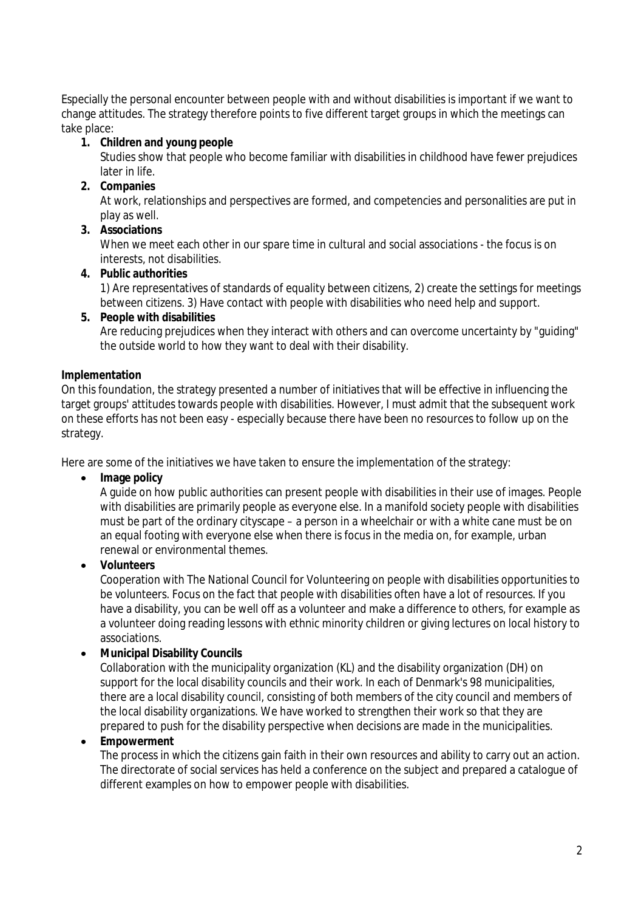Especially the personal encounter between people with and without disabilities is important if we want to change attitudes. The strategy therefore points to five different target groups in which the meetings can take place:

1. **Children and young people**
   Studies show that people who become familiar with disabilities in childhood have fewer prejudices later in life.
2. **Companies**
   At work, relationships and perspectives are formed, and competencies and personalities are put in play as well.
3. **Associations**
   When we meet each other in our spare time in cultural and social associations - the focus is on interests, not disabilities.
4. **Public authorities**
   1) Are representatives of standards of equality between citizens, 2) create the settings for meetings between citizens. 3) Have contact with people with disabilities who need help and support.
5. **People with disabilities**
   Are reducing prejudices when they interact with others and can overcome uncertainty by "guiding" the outside world to how they want to deal with their disability.

**Implementation**

On this foundation, the strategy presented a number of initiatives that will be effective in influencing the target groups' attitudes towards people with disabilities. However, I must admit that the subsequent work on these efforts has not been easy - especially because there have been no resources to follow up on the strategy.

Here are some of the initiatives we have taken to ensure the implementation of the strategy:

- **Image policy**
  A guide on how public authorities can present people with disabilities in their use of images. People with disabilities are primarily people as everyone else. In a manifold society people with disabilities must be part of the ordinary cityscape – a person in a wheelchair or with a white cane must be on an equal footing with everyone else when there is focus in the media on, for example, urban renewal or environmental themes.
- **Volunteers**
  Cooperation with The National Council for Volunteering on people with disabilities opportunities to be volunteers. Focus on the fact that people with disabilities often have a lot of resources. If you have a disability, you can be well off as a volunteer and make a difference to others, for example as a volunteer doing reading lessons with ethnic minority children or giving lectures on local history to associations.
- **Municipal Disability Councils**
  Collaboration with the municipality organization (KL) and the disability organization (DH) on support for the local disability councils and their work. In each of Denmark's 98 municipalities, there are a local disability council, consisting of both members of the city council and members of the local disability organizations. We have worked to strengthen their work so that they are prepared to push for the disability perspective when decisions are made in the municipalities.
- **Empowerment**
  The process in which the citizens gain faith in their own resources and ability to carry out an action. The directorate of social services has held a conference on the subject and prepared a catalogue of different examples on how to empower people with disabilities.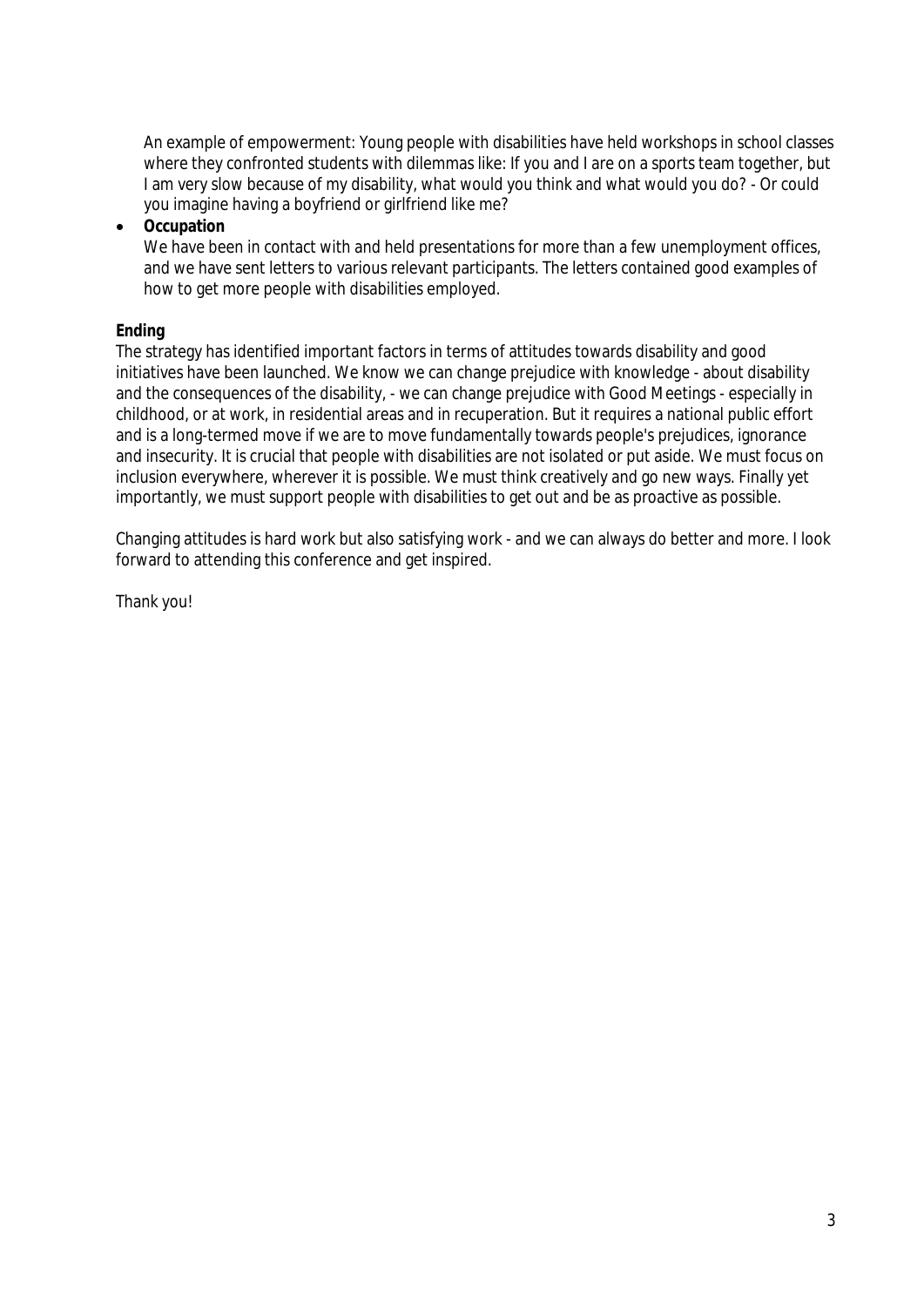An example of empowerment: Young people with disabilities have held workshops in school classes where they confronted students with dilemmas like: If you and I are on a sports team together, but I am very slow because of my disability, what would you think and what would you do? - Or could you imagine having a boyfriend or girlfriend like me?

- **Occupation**
  We have been in contact with and held presentations for more than a few unemployment offices, and we have sent letters to various relevant participants. The letters contained good examples of how to get more people with disabilities employed.

**Ending**

The strategy has identified important factors in terms of attitudes towards disability and good initiatives have been launched. We know we can change prejudice with knowledge - about disability and the consequences of the disability, - we can change prejudice with Good Meetings - especially in childhood, or at work, in residential areas and in recuperation. But it requires a national public effort and is a long-termed move if we are to move fundamentally towards people's prejudices, ignorance and insecurity. It is crucial that people with disabilities are not isolated or put aside. We must focus on inclusion everywhere, wherever it is possible. We must think creatively and go new ways. Finally yet importantly, we must support people with disabilities to get out and be as proactive as possible.

Changing attitudes is hard work but also satisfying work - and we can always do better and more. I look forward to attending this conference and get inspired.

Thank you!